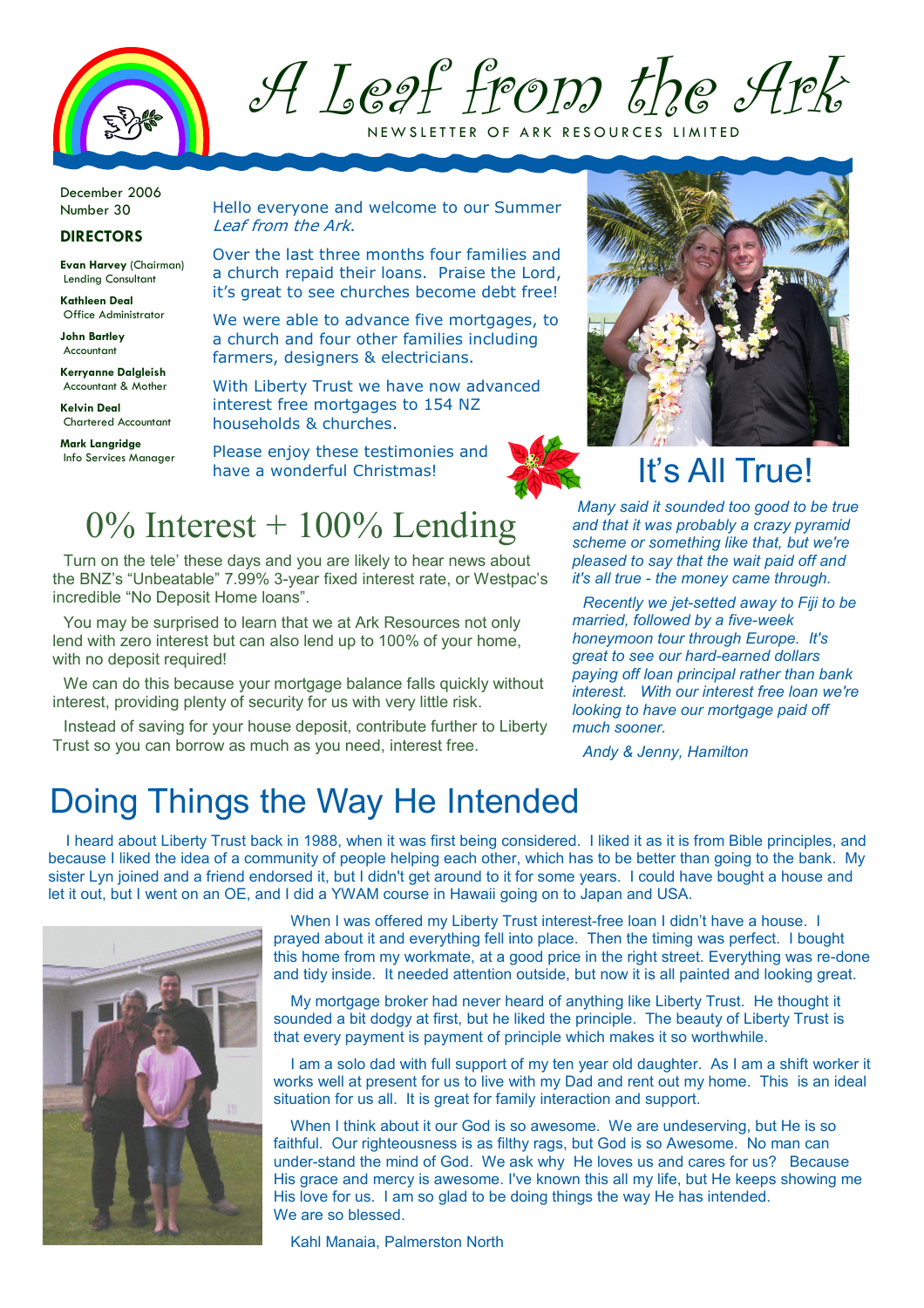# A Leaf from the Ark

NEWSLETTER OF ARK RESOURCES LIMITED

December 2006
Number 30

**DIRECTORS**

**Evan Harvey** (Chairman)
Lending Consultant

**Kathleen Deal**
Office Administrator

**John Bartley**
Accountant

**Kerryanne Dalgleish**
Accountant & Mother

**Kelvin Deal**
Chartered Accountant

**Mark Langridge**
Info Services Manager

Hello everyone and welcome to our Summer *Leaf from the Ark.*

Over the last three months four families and a church repaid their loans. Praise the Lord, it's great to see churches become debt free!

We were able to advance five mortgages, to a church and four other families including farmers, designers & electricians.

With Liberty Trust we have now advanced interest free mortgages to 154 NZ households & churches.

Please enjoy these testimonies and have a wonderful Christmas!

## 0% Interest + 100% Lending

Turn on the tele' these days and you are likely to hear news about the BNZ's "Unbeatable" 7.99% 3-year fixed interest rate, or Westpac's incredible "No Deposit Home loans".

You may be surprised to learn that we at Ark Resources not only lend with zero interest but can also lend up to 100% of your home, with no deposit required!

We can do this because your mortgage balance falls quickly without interest, providing plenty of security for us with very little risk.

Instead of saving for your house deposit, contribute further to Liberty Trust so you can borrow as much as you need, interest free.

## It's All True!

*Many said it sounded too good to be true and that it was probably a crazy pyramid scheme or something like that, but we're pleased to say that the wait paid off and it's all true - the money came through.*

*Recently we jet-setted away to Fiji to be married, followed by a five-week honeymoon tour through Europe. It's great to see our hard-earned dollars paying off loan principal rather than bank interest. With our interest free loan we're looking to have our mortgage paid off much sooner.*

*Andy & Jenny, Hamilton*

## Doing Things the Way He Intended

I heard about Liberty Trust back in 1988, when it was first being considered. I liked it as it is from Bible principles, and because I liked the idea of a community of people helping each other, which has to be better than going to the bank. My sister Lyn joined and a friend endorsed it, but I didn't get around to it for some years. I could have bought a house and let it out, but I went on an OE, and I did a YWAM course in Hawaii going on to Japan and USA.

When I was offered my Liberty Trust interest-free loan I didn't have a house. I prayed about it and everything fell into place. Then the timing was perfect. I bought this home from my workmate, at a good price in the right street. Everything was re-done and tidy inside. It needed attention outside, but now it is all painted and looking great.

My mortgage broker had never heard of anything like Liberty Trust. He thought it sounded a bit dodgy at first, but he liked the principle. The beauty of Liberty Trust is that every payment is payment of principle which makes it so worthwhile.

I am a solo dad with full support of my ten year old daughter. As I am a shift worker it works well at present for us to live with my Dad and rent out my home. This is an ideal situation for us all. It is great for family interaction and support.

When I think about it our God is so awesome. We are undeserving, but He is so faithful. Our righteousness is as filthy rags, but God is so Awesome. No man can under-stand the mind of God. We ask why He loves us and cares for us? Because His grace and mercy is awesome. I've known this all my life, but He keeps showing me His love for us. I am so glad to be doing things the way He has intended.
We are so blessed.

Kahl Manaia, Palmerston North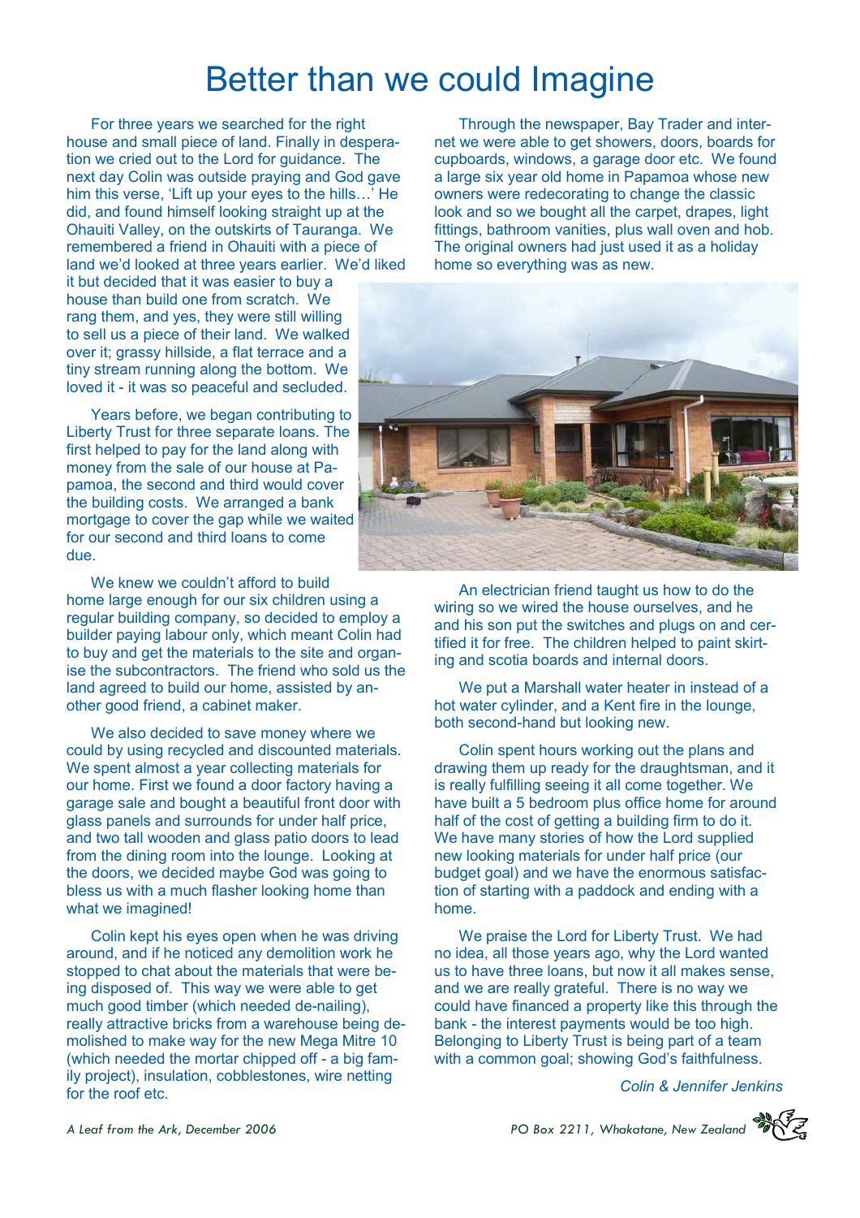# Better than we could Imagine

For three years we searched for the right house and small piece of land. Finally in desperation we cried out to the Lord for guidance. The next day Colin was outside praying and God gave him this verse, 'Lift up your eyes to the hills…' He did, and found himself looking straight up at the Ohauiti Valley, on the outskirts of Tauranga. We remembered a friend in Ohauiti with a piece of land we'd looked at three years earlier. We'd liked it but decided that it was easier to buy a house than build one from scratch. We rang them, and yes, they were still willing to sell us a piece of their land. We walked over it; grassy hillside, a flat terrace and a tiny stream running along the bottom. We loved it - it was so peaceful and secluded.

Years before, we began contributing to Liberty Trust for three separate loans. The first helped to pay for the land along with money from the sale of our house at Papamoa, the second and third would cover the building costs. We arranged a bank mortgage to cover the gap while we waited for our second and third loans to come due.

We knew we couldn't afford to build home large enough for our six children using a regular building company, so decided to employ a builder paying labour only, which meant Colin had to buy and get the materials to the site and organise the subcontractors. The friend who sold us the land agreed to build our home, assisted by another good friend, a cabinet maker.

We also decided to save money where we could by using recycled and discounted materials. We spent almost a year collecting materials for our home. First we found a door factory having a garage sale and bought a beautiful front door with glass panels and surrounds for under half price, and two tall wooden and glass patio doors to lead from the dining room into the lounge. Looking at the doors, we decided maybe God was going to bless us with a much flasher looking home than what we imagined!

Colin kept his eyes open when he was driving around, and if he noticed any demolition work he stopped to chat about the materials that were being disposed of. This way we were able to get much good timber (which needed de-nailing), really attractive bricks from a warehouse being demolished to make way for the new Mega Mitre 10 (which needed the mortar chipped off - a big family project), insulation, cobblestones, wire netting for the roof etc.

Through the newspaper, Bay Trader and internet we were able to get showers, doors, boards for cupboards, windows, a garage door etc. We found a large six year old home in Papamoa whose new owners were redecorating to change the classic look and so we bought all the carpet, drapes, light fittings, bathroom vanities, plus wall oven and hob. The original owners had just used it as a holiday home so everything was as new.

An electrician friend taught us how to do the wiring so we wired the house ourselves, and he and his son put the switches and plugs on and certified it for free. The children helped to paint skirting and scotia boards and internal doors.

We put a Marshall water heater in instead of a hot water cylinder, and a Kent fire in the lounge, both second-hand but looking new.

Colin spent hours working out the plans and drawing them up ready for the draughtsman, and it is really fulfilling seeing it all come together. We have built a 5 bedroom plus office home for around half of the cost of getting a building firm to do it. We have many stories of how the Lord supplied new looking materials for under half price (our budget goal) and we have the enormous satisfaction of starting with a paddock and ending with a home.

We praise the Lord for Liberty Trust. We had no idea, all those years ago, why the Lord wanted us to have three loans, but now it all makes sense, and we are really grateful. There is no way we could have financed a property like this through the bank - the interest payments would be too high. Belonging to Liberty Trust is being part of a team with a common goal; showing God's faithfulness.

*Colin & Jennifer Jenkins*